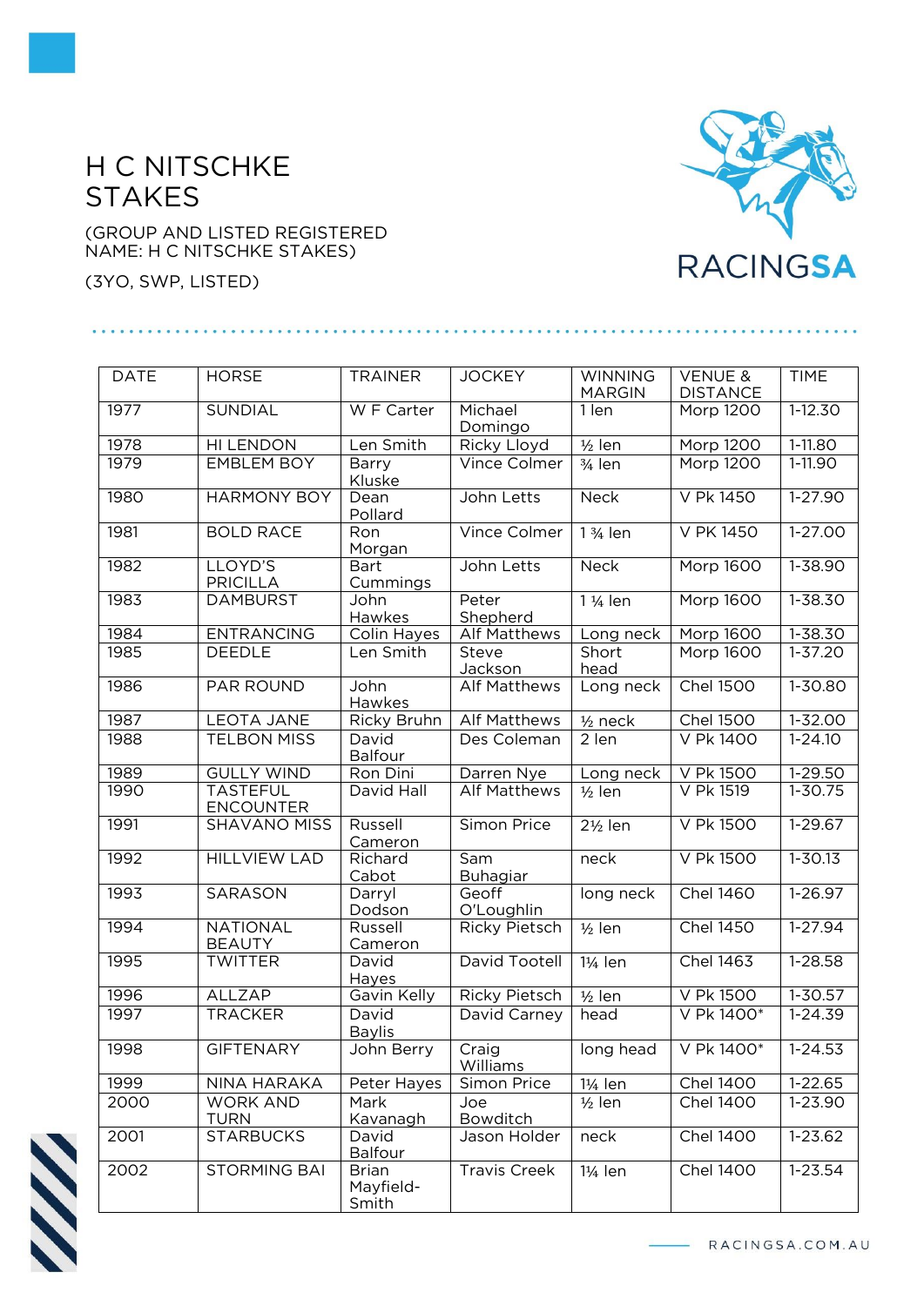# H C NITSCHKE STAKES

(GROUP AND LISTED REGISTERED NAME: H C NITSCHKE STAKES)

(3YO, SWP, LISTED)

| DATE | HORSE | TRAINER | JOCKEY | WINNING MARGIN | VENUE & DISTANCE | TIME |
|---|---|---|---|---|---|---|
| 1977 | SUNDIAL | W F Carter | Michael Domingo | 1 len | Morp 1200 | 1-12.30 |
| 1978 | HI LENDON | Len Smith | Ricky Lloyd | ½ len | Morp 1200 | 1-11.80 |
| 1979 | EMBLEM BOY | Barry Kluske | Vince Colmer | ¾ len | Morp 1200 | 1-11.90 |
| 1980 | HARMONY BOY | Dean Pollard | John Letts | Neck | V Pk 1450 | 1-27.90 |
| 1981 | BOLD RACE | Ron Morgan | Vince Colmer | 1 ¾ len | V PK 1450 | 1-27.00 |
| 1982 | LLOYD'S PRICILLA | Bart Cummings | John Letts | Neck | Morp 1600 | 1-38.90 |
| 1983 | DAMBURST | John Hawkes | Peter Shepherd | 1 ¼ len | Morp 1600 | 1-38.30 |
| 1984 | ENTRANCING | Colin Hayes | Alf Matthews | Long neck | Morp 1600 | 1-38.30 |
| 1985 | DEEDLE | Len Smith | Steve Jackson | Short head | Morp 1600 | 1-37.20 |
| 1986 | PAR ROUND | John Hawkes | Alf Matthews | Long neck | Chel 1500 | 1-30.80 |
| 1987 | LEOTA JANE | Ricky Bruhn | Alf Matthews | ½ neck | Chel 1500 | 1-32.00 |
| 1988 | TELBON MISS | David Balfour | Des Coleman | 2 len | V Pk 1400 | 1-24.10 |
| 1989 | GULLY WIND | Ron Dini | Darren Nye | Long neck | V Pk 1500 | 1-29.50 |
| 1990 | TASTEFUL ENCOUNTER | David Hall | Alf Matthews | ½ len | V Pk 1519 | 1-30.75 |
| 1991 | SHAVANO MISS | Russell Cameron | Simon Price | 2½ len | V Pk 1500 | 1-29.67 |
| 1992 | HILLVIEW LAD | Richard Cabot | Sam Buhagiar | neck | V Pk 1500 | 1-30.13 |
| 1993 | SARASON | Darryl Dodson | Geoff O'Loughlin | long neck | Chel 1460 | 1-26.97 |
| 1994 | NATIONAL BEAUTY | Russell Cameron | Ricky Pietsch | ½ len | Chel 1450 | 1-27.94 |
| 1995 | TWITTER | David Hayes | David Tootell | 1¼ len | Chel 1463 | 1-28.58 |
| 1996 | ALLZAP | Gavin Kelly | Ricky Pietsch | ½ len | V Pk 1500 | 1-30.57 |
| 1997 | TRACKER | David Baylis | David Carney | head | V Pk 1400* | 1-24.39 |
| 1998 | GIFTENARY | John Berry | Craig Williams | long head | V Pk 1400* | 1-24.53 |
| 1999 | NINA HARAKA | Peter Hayes | Simon Price | 1¼ len | Chel 1400 | 1-22.65 |
| 2000 | WORK AND TURN | Mark Kavanagh | Joe Bowditch | ½ len | Chel 1400 | 1-23.90 |
| 2001 | STARBUCKS | David Balfour | Jason Holder | neck | Chel 1400 | 1-23.62 |
| 2002 | STORMING BAI | Brian Mayfield-Smith | Travis Creek | 1¼ len | Chel 1400 | 1-23.54 |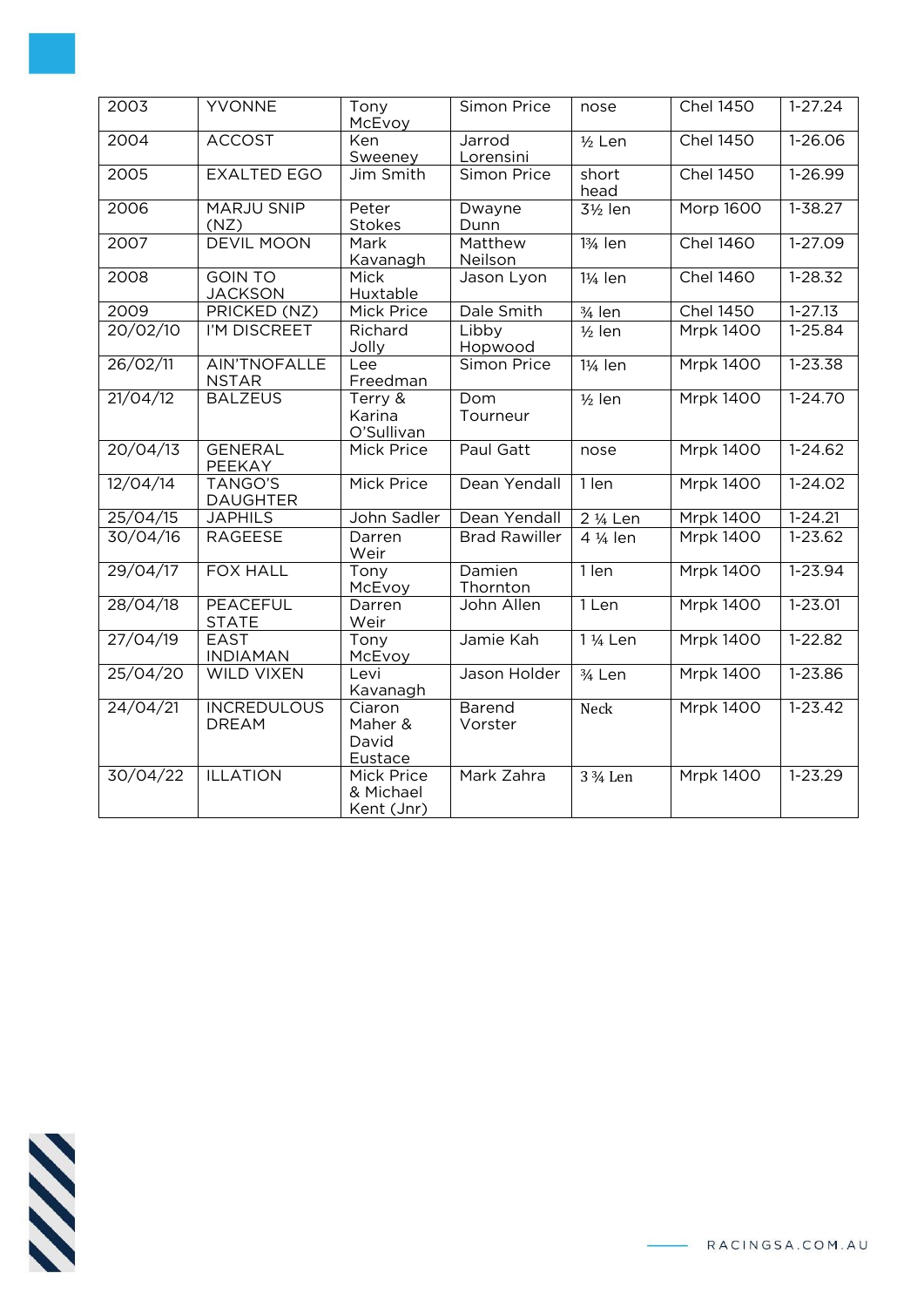| | | | | | | |
|---|---|---|---|---|---|---|
| 2003 | YVONNE | Tony McEvoy | Simon Price | nose | Chel 1450 | 1-27.24 |
| 2004 | ACCOST | Ken Sweeney | Jarrod Lorensini | ½ Len | Chel 1450 | 1-26.06 |
| 2005 | EXALTED EGO | Jim Smith | Simon Price | short head | Chel 1450 | 1-26.99 |
| 2006 | MARJU SNIP (NZ) | Peter Stokes | Dwayne Dunn | 3½ len | Morp 1600 | 1-38.27 |
| 2007 | DEVIL MOON | Mark Kavanagh | Matthew Neilson | 1¾ len | Chel 1460 | 1-27.09 |
| 2008 | GOIN TO JACKSON | Mick Huxtable | Jason Lyon | 1¼ len | Chel 1460 | 1-28.32 |
| 2009 | PRICKED (NZ) | Mick Price | Dale Smith | ¾ len | Chel 1450 | 1-27.13 |
| 20/02/10 | I'M DISCREET | Richard Jolly | Libby Hopwood | ½ len | Mrpk 1400 | 1-25.84 |
| 26/02/11 | AIN'TNOFALLE NSTAR | Lee Freedman | Simon Price | 1¼ len | Mrpk 1400 | 1-23.38 |
| 21/04/12 | BALZEUS | Terry & Karina O'Sullivan | Dom Tourneur | ½ len | Mrpk 1400 | 1-24.70 |
| 20/04/13 | GENERAL PEEKAY | Mick Price | Paul Gatt | nose | Mrpk 1400 | 1-24.62 |
| 12/04/14 | TANGO'S DAUGHTER | Mick Price | Dean Yendall | 1 len | Mrpk 1400 | 1-24.02 |
| 25/04/15 | JAPHILS | John Sadler | Dean Yendall | 2 ¼ Len | Mrpk 1400 | 1-24.21 |
| 30/04/16 | RAGEESE | Darren Weir | Brad Rawiller | 4 ¼ len | Mrpk 1400 | 1-23.62 |
| 29/04/17 | FOX HALL | Tony McEvoy | Damien Thornton | 1 len | Mrpk 1400 | 1-23.94 |
| 28/04/18 | PEACEFUL STATE | Darren Weir | John Allen | 1 Len | Mrpk 1400 | 1-23.01 |
| 27/04/19 | EAST INDIAMAN | Tony McEvoy | Jamie Kah | 1 ¼ Len | Mrpk 1400 | 1-22.82 |
| 25/04/20 | WILD VIXEN | Levi Kavanagh | Jason Holder | ¾ Len | Mrpk 1400 | 1-23.86 |
| 24/04/21 | INCREDULOUS DREAM | Ciaron Maher & David Eustace | Barend Vorster | Neck | Mrpk 1400 | 1-23.42 |
| 30/04/22 | ILLATION | Mick Price & Michael Kent (Jnr) | Mark Zahra | 3 ¾ Len | Mrpk 1400 | 1-23.29 |